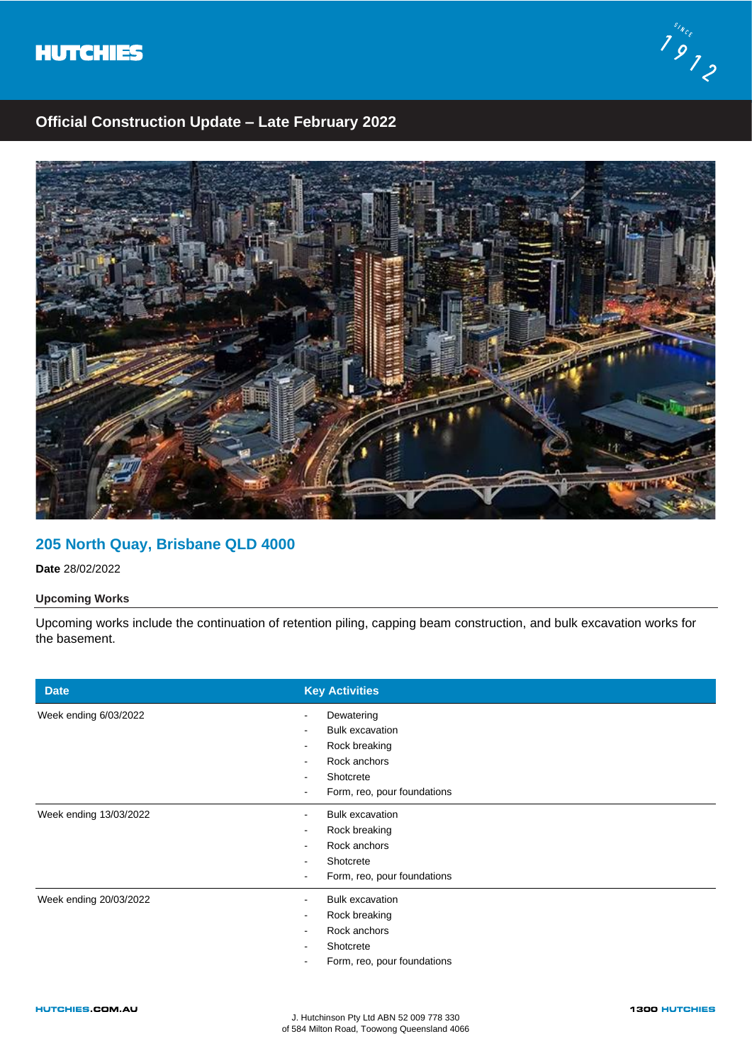HUTCHIES

# Official Construction Update – Late February 2022

## 205 North Quay, Brisbane QLD 4000

**Date** 28/02/2022

### Upcoming Works

Upcoming works include the continuation of retention piling, capping beam construction, and bulk excavation works for the basement.

| Date | Key Activities |
|---|---|
| Week ending 6/03/2022 | - Dewatering<br>- Bulk excavation<br>- Rock breaking<br>- Rock anchors<br>- Shotcrete<br>- Form, reo, pour foundations |
| Week ending 13/03/2022 | - Bulk excavation<br>- Rock breaking<br>- Rock anchors<br>- Shotcrete<br>- Form, reo, pour foundations |
| Week ending 20/03/2022 | - Bulk excavation<br>- Rock breaking<br>- Rock anchors<br>- Shotcrete<br>- Form, reo, pour foundations |

HUTCHIES.COM.AU

J. Hutchinson Pty Ltd ABN 52 009 778 330
of 584 Milton Road, Toowong Queensland 4066

1300 HUTCHIES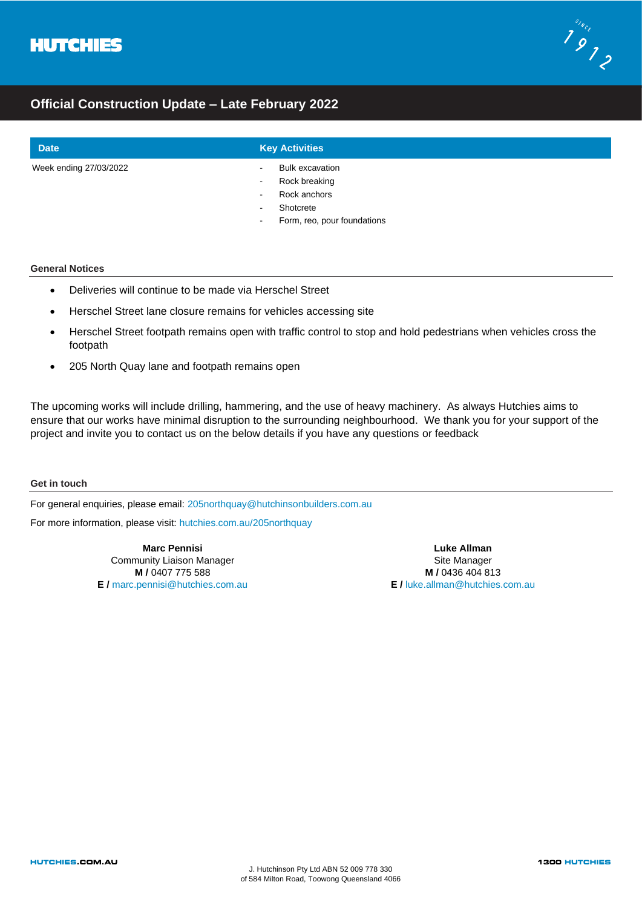# Official Construction Update – Late February 2022

| Date | Key Activities |
|---|---|
| Week ending 27/03/2022 | - Bulk excavation<br>- Rock breaking<br>- Rock anchors<br>- Shotcrete<br>- Form, reo, pour foundations |

## General Notices

- Deliveries will continue to be made via Herschel Street
- Herschel Street lane closure remains for vehicles accessing site
- Herschel Street footpath remains open with traffic control to stop and hold pedestrians when vehicles cross the footpath
- 205 North Quay lane and footpath remains open

The upcoming works will include drilling, hammering, and the use of heavy machinery. As always Hutchies aims to ensure that our works have minimal disruption to the surrounding neighbourhood. We thank you for your support of the project and invite you to contact us on the below details if you have any questions or feedback

## Get in touch

For general enquiries, please email: 205northquay@hutchinsonbuilders.com.au

For more information, please visit: hutchies.com.au/205northquay

**Marc Pennisi**
Community Liaison Manager
**M /** 0407 775 588
**E /** marc.pennisi@hutchies.com.au

**Luke Allman**
Site Manager
**M /** 0436 404 813
**E /** luke.allman@hutchies.com.au

J. Hutchinson Pty Ltd ABN 52 009 778 330
of 584 Milton Road, Toowong Queensland 4066